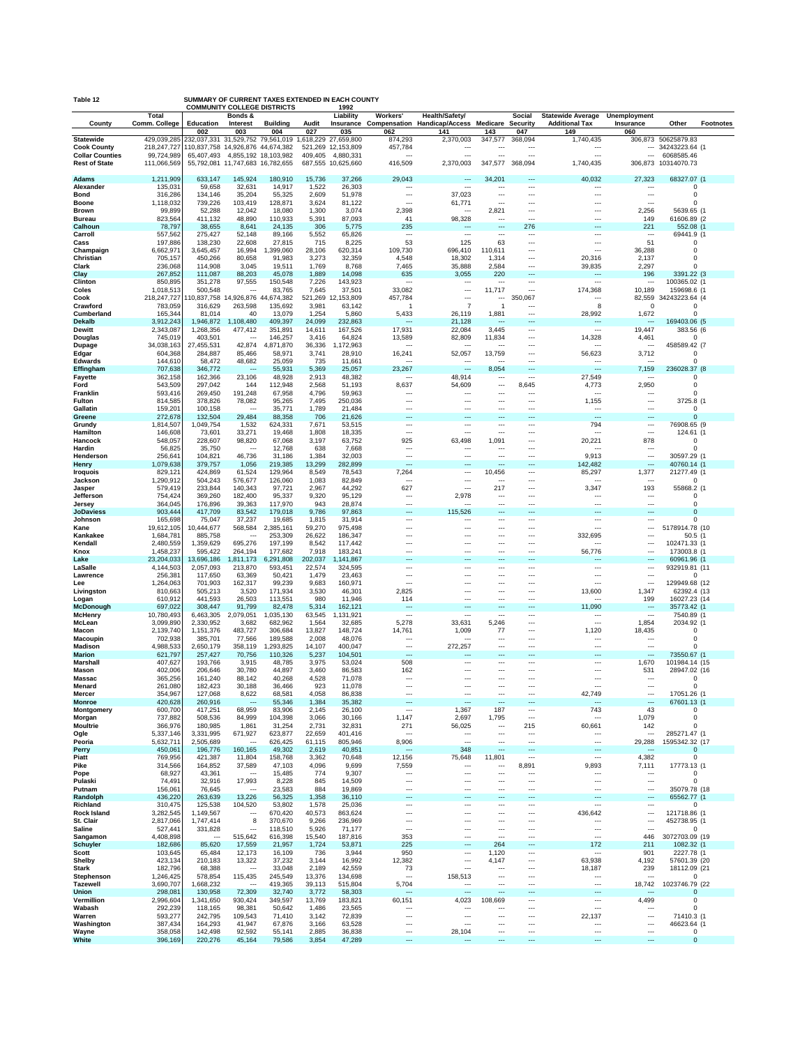**Table 12** **SUMMARY OF CURRENT TAXES EXTENDED IN EACH COUNTY COMMUNITY COLLEGE DISTRICTS 1992**

| County | Total Comm. College | Education | Bonds & Interest | Building | Audit | Liability Insurance | Workers' Compensation | Health/Safety/ Handicap/Access | Medicare | Social Security | Statewide Average Additional Tax | Unemployment Insurance | Other | Footnotes |
|---|---|---|---|---|---|---|---|---|---|---|---|---|---|---|
| | | 002 | 003 | 004 | 027 | 035 | 062 | 141 | 143 | 047 | 149 | 060 | | |
| **Statewide** | 429,039,285 | 232,037,331 | 31,529,752 | 79,561,019 | 1,618,229 | 27,659,800 | 874,293 | 2,370,003 | 347,577 | 368,094 | 1,740,435 | 306,873 | 50625879.83 | |
| **Cook County** | 218,247,727 | 110,837,758 | 14,926,876 | 44,674,382 | 521,269 | 12,153,809 | 457,784 | --- | --- | --- | --- | --- | 34243223.64 | (1 |
| **Collar Counties** | 99,724,989 | 65,407,493 | 4,855,192 | 18,103,982 | 409,405 | 4,880,331 | --- | --- | --- | --- | --- | --- | 6068585.46 | |
| **Rest of State** | 111,066,569 | 55,792,081 | 11,747,683 | 16,782,655 | 687,555 | 10,625,660 | 416,509 | 2,370,003 | 347,577 | 368,094 | 1,740,435 | 306,873 | 10314070.73 | |
| **Adams** | 1,211,909 | 633,147 | 145,924 | 180,910 | 15,736 | 37,266 | 29,043 | --- | 34,201 | --- | 40,032 | 27,323 | 68327.07 | (1 |
| **Alexander** | 135,031 | 59,658 | 32,631 | 14,917 | 1,522 | 26,303 | --- | --- | --- | --- | --- | --- | 0 | |
| **Bond** | 316,286 | 134,146 | 35,204 | 55,325 | 2,609 | 51,978 | --- | 37,023 | --- | --- | --- | --- | 0 | |
| **Boone** | 1,118,032 | 739,226 | 103,419 | 128,871 | 3,624 | 81,122 | --- | 61,771 | --- | --- | --- | --- | 0 | |
| **Brown** | 99,899 | 52,288 | 12,042 | 18,080 | 1,300 | 3,074 | 2,398 | --- | 2,821 | --- | --- | 2,256 | 5639.65 | (1 |
| **Bureau** | 823,564 | 411,132 | 48,890 | 110,933 | 5,391 | 87,093 | 41 | 98,328 | --- | --- | --- | 149 | 61606.89 | (2 |
| **Calhoun** | 78,797 | 38,655 | 8,641 | 24,135 | 306 | 5,775 | 235 | --- | --- | 276 | --- | 221 | 552.08 | (1 |
| **Carroll** | 557,562 | 275,427 | 52,148 | 89,166 | 5,552 | 65,826 | --- | --- | --- | --- | --- | --- | 69441.9 | (1 |
| **Cass** | 197,886 | 138,230 | 22,608 | 27,815 | 715 | 8,225 | 53 | 125 | 63 | --- | --- | 51 | 0 | |
| **Champaign** | 6,662,971 | 3,645,457 | 16,994 | 1,399,060 | 28,106 | 620,314 | 109,730 | 696,410 | 110,611 | --- | --- | 36,288 | 0 | |
| **Christian** | 705,157 | 450,266 | 80,658 | 91,983 | 3,273 | 32,359 | 4,548 | 18,302 | 1,314 | --- | 20,316 | 2,137 | 0 | |
| **Clark** | 236,068 | 114,908 | 3,045 | 19,511 | 1,769 | 8,768 | 7,465 | 35,888 | 2,584 | --- | 39,835 | 2,297 | 0 | |
| **Clay** | 267,852 | 111,087 | 88,203 | 45,078 | 1,889 | 14,098 | 635 | 3,055 | 220 | --- | --- | 196 | 3391.22 | (3 |
| **Clinton** | 850,895 | 351,278 | 97,555 | 150,548 | 7,226 | 143,923 | --- | --- | --- | --- | --- | --- | 100365.02 | (1 |
| **Coles** | 1,018,513 | 500,548 | --- | 83,765 | 7,645 | 37,501 | 33,082 | --- | 11,717 | --- | 174,368 | 10,189 | 159698.6 | (1 |
| **Cook** | 218,247,727 | 110,837,758 | 14,926,876 | 44,674,382 | 521,269 | 12,153,809 | 457,784 | --- | --- | 350,067 | --- | 82,559 | 34243223.64 | (4 |
| **Crawford** | 783,059 | 316,629 | 263,598 | 135,692 | 3,981 | 63,142 | 1 | 7 | 1 | --- | 8 | 0 | 0 | |
| **Cumberland** | 165,344 | 81,014 | 40 | 13,079 | 1,254 | 5,860 | 5,433 | 26,119 | 1,881 | --- | 28,992 | 1,672 | 0 | |
| **Dekalb** | 3,912,243 | 1,946,872 | 1,108,480 | 409,397 | 24,099 | 232,863 | --- | 21,128 | --- | --- | --- | 196 | 169403.06 | (5 |
| **Dewitt** | 2,343,087 | 1,268,356 | 477,412 | 351,891 | 14,611 | 167,526 | 17,931 | 22,084 | 3,445 | --- | --- | 19,447 | 383.56 | (6 |
| **Douglas** | 745,019 | 403,501 | --- | 146,257 | 3,416 | 64,824 | 13,589 | 82,809 | 11,834 | --- | 14,328 | 4,461 | 0 | |
| **Dupage** | 34,038,163 | 27,455,531 | 42,874 | 4,871,870 | 36,336 | 1,172,963 | --- | --- | --- | --- | --- | --- | 458589.42 | (7 |
| **Edgar** | 604,368 | 284,887 | 85,466 | 58,971 | 3,741 | 28,910 | 16,241 | 52,057 | 13,759 | --- | 56,623 | 3,712 | 0 | |
| **Edwards** | 144,610 | 58,472 | 48,682 | 25,059 | 735 | 11,661 | --- | --- | --- | --- | --- | --- | 0 | |
| **Effingham** | 707,638 | 346,772 | --- | 55,931 | 5,369 | 25,057 | 23,267 | --- | 8,054 | --- | --- | 7,159 | 236028.37 | (8 |
| **Fayette** | 362,158 | 162,366 | 23,106 | 48,928 | 2,913 | 48,382 | --- | 48,914 | --- | --- | 27,549 | --- | 0 | |
| **Ford** | 543,509 | 297,042 | 144 | 112,948 | 2,568 | 51,193 | 8,637 | 54,609 | --- | 8,645 | 4,773 | 2,950 | 0 | |
| **Franklin** | 593,416 | 269,450 | 191,248 | 67,958 | 4,796 | 59,963 | --- | --- | --- | --- | --- | --- | 0 | |
| **Fulton** | 814,585 | 378,826 | 78,082 | 95,265 | 7,495 | 250,036 | --- | --- | --- | --- | 1,155 | --- | 3725.8 | (1 |
| **Gallatin** | 159,201 | 100,158 | --- | 35,771 | 1,789 | 21,484 | --- | --- | --- | --- | --- | --- | 0 | |
| **Greene** | 272,678 | 132,504 | 29,484 | 88,358 | 706 | 21,626 | --- | --- | --- | --- | --- | --- | 0 | |
| **Grundy** | 1,814,507 | 1,049,754 | 1,532 | 624,331 | 7,671 | 53,515 | --- | --- | --- | --- | 794 | --- | 76908.65 | (9 |
| **Hamilton** | 146,608 | 73,601 | 33,271 | 19,468 | 1,808 | 18,335 | --- | --- | --- | --- | --- | --- | 124.61 | (1 |
| **Hancock** | 548,057 | 228,607 | 98,820 | 67,068 | 3,197 | 63,752 | 925 | 63,498 | 1,091 | --- | 20,221 | 878 | 0 | |
| **Hardin** | 56,825 | 35,750 | --- | 12,768 | 638 | 7,668 | --- | --- | --- | --- | --- | --- | 0 | |
| **Henderson** | 256,641 | 104,821 | 46,736 | 31,186 | 1,384 | 32,003 | --- | --- | --- | --- | 9,913 | --- | 30597.29 | (1 |
| **Henry** | 1,079,638 | 379,757 | 1,056 | 219,385 | 13,299 | 282,899 | --- | --- | --- | --- | 142,482 | --- | 40760.14 | (1 |
| **Iroquois** | 829,121 | 424,869 | 61,524 | 129,964 | 8,549 | 78,543 | 7,264 | --- | 10,456 | --- | 85,297 | 1,377 | 21277.49 | (1 |
| **Jackson** | 1,290,912 | 504,243 | 576,677 | 126,060 | 1,083 | 82,849 | --- | --- | --- | --- | --- | --- | 0 | |
| **Jasper** | 579,419 | 233,844 | 140,343 | 97,721 | 2,967 | 44,292 | 627 | --- | 217 | --- | 3,347 | 193 | 55868.2 | (1 |
| **Jefferson** | 754,424 | 369,260 | 182,400 | 95,337 | 9,320 | 95,129 | --- | 2,978 | --- | --- | --- | --- | 0 | |
| **Jersey** | 364,045 | 176,896 | 39,363 | 117,970 | 943 | 28,874 | --- | --- | --- | --- | --- | --- | 0 | |
| **JoDaviess** | 903,444 | 417,709 | 83,542 | 179,018 | 9,786 | 97,863 | --- | 115,526 | --- | --- | --- | --- | 0 | |
| **Johnson** | 165,698 | 75,047 | 37,237 | 19,685 | 1,815 | 31,914 | --- | --- | --- | --- | --- | --- | 0 | |
| **Kane** | 19,612,105 | 10,444,677 | 568,584 | 2,385,161 | 59,270 | 975,498 | --- | --- | --- | --- | --- | --- | 5178914.78 | (10 |
| **Kankakee** | 1,684,781 | 885,758 | --- | 253,309 | 26,622 | 186,347 | --- | --- | --- | --- | 332,695 | --- | 50.5 | (1 |
| **Kendall** | 2,480,559 | 1,359,629 | 695,276 | 197,199 | 8,542 | 117,442 | --- | --- | --- | --- | --- | --- | 102471.33 | (1 |
| **Knox** | 1,458,237 | 595,422 | 264,194 | 177,682 | 7,918 | 183,241 | --- | --- | --- | --- | 56,776 | --- | 173003.8 | (1 |
| **Lake** | 23,204,033 | 13,696,186 | 1,811,173 | 6,291,808 | 202,037 | 1,141,867 | --- | --- | --- | --- | --- | --- | 60961.96 | (1 |
| **LaSalle** | 4,144,503 | 2,057,093 | 213,870 | 593,451 | 22,574 | 324,595 | --- | --- | --- | --- | --- | --- | 932919.81 | (11 |
| **Lawrence** | 256,381 | 117,650 | 63,369 | 50,421 | 1,479 | 23,463 | --- | --- | --- | --- | --- | --- | 0 | |
| **Lee** | 1,264,063 | 701,903 | 162,317 | 99,239 | 9,683 | 160,971 | --- | --- | --- | --- | --- | --- | 129949.68 | (12 |
| **Livingston** | 810,663 | 505,213 | 3,520 | 171,934 | 3,530 | 46,301 | 2,825 | --- | --- | --- | 13,600 | 1,347 | 62392.4 | (13 |
| **Logan** | 610,912 | 441,593 | 26,503 | 113,551 | 980 | 11,946 | 114 | --- | --- | --- | --- | 199 | 16027.23 | (14 |
| **McDonough** | 697,022 | 308,447 | 91,799 | 82,478 | 5,314 | 162,121 | --- | --- | --- | --- | 11,090 | --- | 35773.42 | (1 |
| **McHenry** | 10,780,493 | 6,463,305 | 2,079,051 | 1,035,130 | 63,545 | 1,131,921 | --- | --- | --- | --- | --- | --- | 7540.89 | (1 |
| **McLean** | 3,099,890 | 2,330,952 | 3,682 | 682,962 | 1,564 | 32,685 | 5,278 | 33,631 | 5,246 | --- | --- | 1,854 | 2034.92 | (1 |
| **Macon** | 2,139,740 | 1,151,376 | 483,727 | 306,684 | 13,827 | 148,724 | 14,761 | 1,009 | 77 | --- | 1,120 | 18,435 | 0 | |
| **Macoupin** | 702,938 | 385,701 | 77,566 | 189,588 | 2,008 | 48,076 | --- | --- | --- | --- | --- | --- | 0 | |
| **Madison** | 4,988,533 | 2,650,179 | 358,119 | 1,293,825 | 14,107 | 400,047 | --- | 272,257 | --- | --- | --- | --- | 0 | |
| **Marion** | 621,797 | 257,427 | 70,756 | 110,326 | 5,237 | 104,501 | --- | --- | --- | --- | --- | --- | 73550.67 | (1 |
| **Marshall** | 407,627 | 193,766 | 3,915 | 48,785 | 3,975 | 53,024 | 508 | --- | --- | --- | --- | 1,670 | 101984.14 | (15 |
| **Mason** | 402,006 | 206,646 | 30,780 | 44,897 | 3,460 | 86,583 | 162 | --- | --- | --- | --- | 531 | 28947.02 | (16 |
| **Massac** | 365,256 | 161,240 | 88,142 | 40,268 | 4,528 | 71,078 | --- | --- | --- | --- | --- | --- | 0 | |
| **Menard** | 261,080 | 182,423 | 30,188 | 36,466 | 923 | 11,078 | --- | --- | --- | --- | --- | --- | 0 | |
| **Mercer** | 354,967 | 127,068 | 8,622 | 68,581 | 4,058 | 86,838 | --- | --- | --- | --- | 42,749 | --- | 17051.26 | (1 |
| **Monroe** | 420,628 | 260,916 | --- | 55,346 | 1,384 | 35,382 | --- | --- | --- | --- | --- | --- | 67601.13 | (1 |
| **Montgomery** | 600,700 | 417,251 | 68,959 | 83,906 | 2,145 | 26,100 | --- | 1,367 | 187 | --- | 743 | 43 | 0 | |
| **Morgan** | 737,882 | 508,536 | 84,999 | 104,398 | 3,066 | 30,166 | 1,147 | 2,697 | 1,795 | --- | --- | 1,079 | 0 | |
| **Moultrie** | 366,976 | 180,985 | 1,861 | 31,254 | 2,731 | 32,831 | 271 | 56,025 | --- | 215 | 60,661 | 142 | 0 | |
| **Ogle** | 5,337,146 | 3,331,995 | 671,927 | 623,877 | 22,659 | 401,416 | --- | --- | --- | --- | --- | --- | 285271.47 | (1 |
| **Peoria** | 5,632,711 | 2,505,689 | --- | 626,425 | 61,115 | 805,946 | 8,906 | --- | --- | --- | --- | 29,288 | 1595342.32 | (17 |
| **Perry** | 450,061 | 196,776 | 160,165 | 49,302 | 2,619 | 40,851 | --- | 348 | --- | --- | --- | --- | 0 | |
| **Piatt** | 769,956 | 421,387 | 11,804 | 158,768 | 3,362 | 70,648 | 12,156 | 75,648 | 11,801 | --- | --- | 4,382 | 0 | |
| **Pike** | 314,566 | 164,852 | 37,589 | 47,103 | 4,096 | 9,699 | 7,559 | --- | --- | 8,891 | 9,893 | 7,111 | 17773.13 | (1 |
| **Pope** | 68,927 | 43,361 | --- | 15,485 | 774 | 9,307 | --- | --- | --- | --- | --- | --- | 0 | |
| **Pulaski** | 74,491 | 32,916 | 17,993 | 8,228 | 845 | 14,509 | --- | --- | --- | --- | --- | --- | 0 | |
| **Putnam** | 156,061 | 76,645 | --- | 23,583 | 884 | 19,869 | --- | --- | --- | --- | --- | --- | 35079.78 | (18 |
| **Randolph** | 436,220 | 263,639 | 13,226 | 56,325 | 1,358 | 36,110 | --- | --- | --- | --- | --- | --- | 65562.77 | (1 |
| **Richland** | 310,475 | 125,538 | 104,520 | 53,802 | 1,578 | 25,036 | --- | --- | --- | --- | --- | --- | 0 | |
| **Rock Island** | 3,282,545 | 1,149,567 | --- | 670,420 | 40,573 | 863,624 | --- | --- | --- | --- | 436,642 | --- | 121718.86 | (1 |
| **St. Clair** | 2,817,066 | 1,747,414 | 8 | 370,670 | 9,266 | 236,969 | --- | --- | --- | --- | --- | --- | 452738.95 | (1 |
| **Saline** | 527,441 | 331,828 | --- | 118,510 | 5,926 | 71,177 | --- | --- | --- | --- | --- | --- | 0 | |
| **Sangamon** | 4,408,898 | --- | 515,642 | 616,398 | 15,540 | 187,816 | 353 | --- | --- | --- | --- | 446 | 3072703.09 | (19 |
| **Schuyler** | 182,686 | 85,620 | 17,559 | 21,957 | 1,724 | 53,871 | 225 | --- | 264 | --- | 172 | 211 | 1082.32 | (1 |
| **Scott** | 103,645 | 65,484 | 12,173 | 16,109 | 736 | 3,944 | 950 | --- | 1,120 | --- | --- | 901 | 2227.78 | (1 |
| **Shelby** | 423,134 | 210,183 | 13,322 | 37,232 | 3,144 | 16,992 | 12,382 | --- | 4,147 | --- | 63,938 | 4,192 | 57601.39 | (20 |
| **Stark** | 182,796 | 68,388 | --- | 33,048 | 2,189 | 42,559 | 73 | --- | --- | --- | 18,187 | 239 | 18112.09 | (21 |
| **Stephenson** | 1,246,425 | 578,854 | 115,435 | 245,549 | 13,376 | 134,698 | --- | 158,513 | --- | --- | --- | --- | 0 | |
| **Tazewell** | 3,690,707 | 1,668,232 | --- | 419,365 | 39,113 | 515,804 | 5,704 | --- | --- | --- | --- | 18,742 | 1023746.79 | (22 |
| **Union** | 298,081 | 130,958 | 72,309 | 32,740 | 3,772 | 58,303 | --- | --- | --- | --- | --- | --- | 0 | |
| **Vermillion** | 2,996,604 | 1,341,650 | 930,424 | 349,597 | 13,769 | 183,821 | 60,151 | 4,023 | 108,669 | --- | --- | 4,499 | 0 | |
| **Wabash** | 292,239 | 118,165 | 98,381 | 50,642 | 1,486 | 23,565 | --- | --- | --- | --- | --- | --- | 0 | |
| **Warren** | 593,277 | 242,795 | 109,543 | 71,410 | 3,142 | 72,839 | --- | --- | --- | --- | 22,137 | --- | 71410.3 | (1 |
| **Washington** | 387,434 | 164,293 | 41,947 | 67,876 | 3,166 | 63,528 | --- | --- | --- | --- | --- | --- | 46623.64 | (1 |
| **Wayne** | 358,058 | 142,498 | 92,592 | 55,141 | 2,885 | 36,838 | --- | 28,104 | --- | --- | --- | --- | 0 | |
| **White** | 396,169 | 220,276 | 45,164 | 79,586 | 3,854 | 47,289 | --- | --- | --- | --- | --- | --- | 0 | |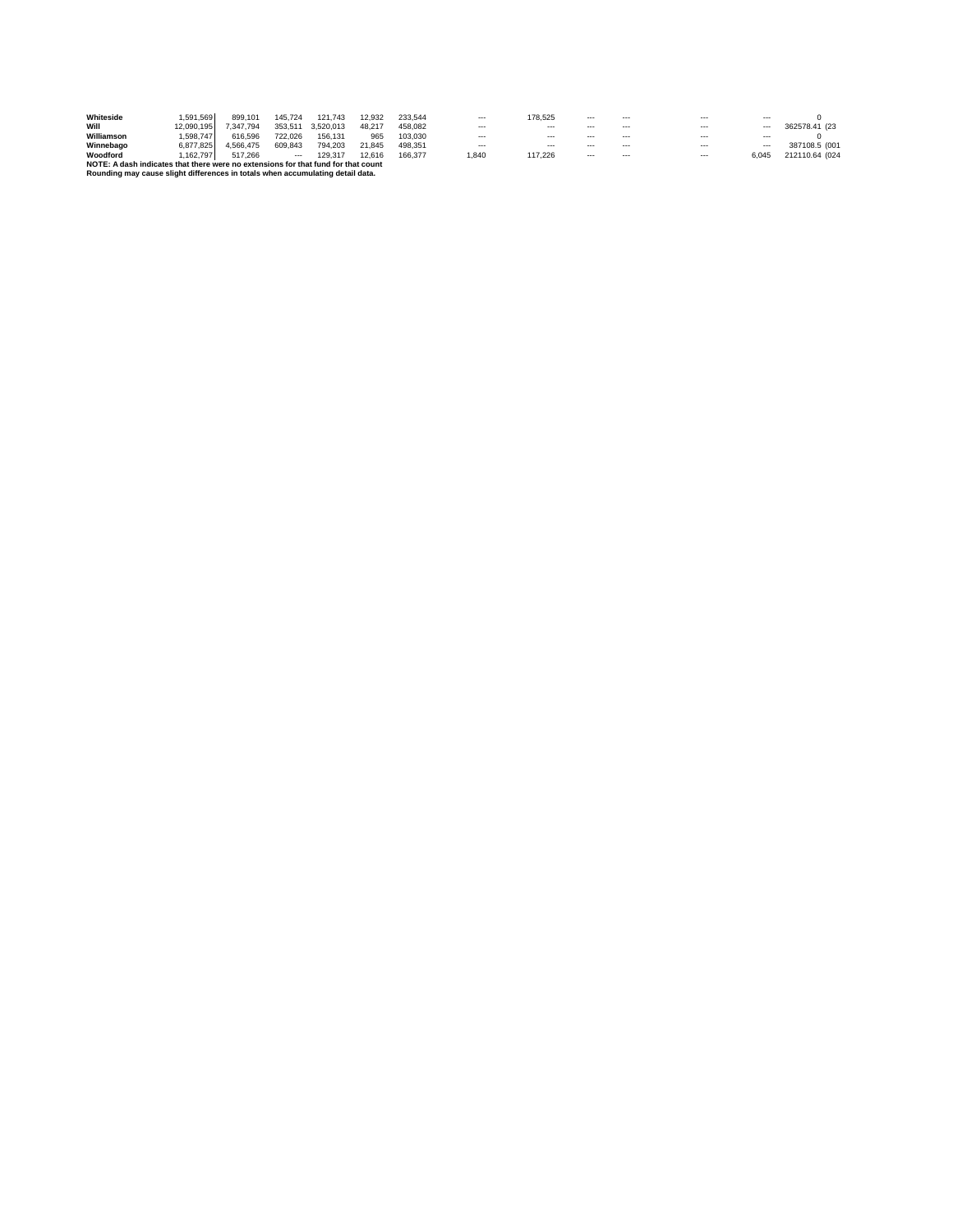| | | | | | | | | | | | | | | |
|---|---|---|---|---|---|---|---|---|---|---|---|---|---|---|
| **Whiteside** | 1,591,569 | 899,101 | 145,724 | 121,743 | 12,932 | 233,544 | --- | 178,525 | --- | --- | --- | --- | 0 | |
| **Will** | 12,090,195 | 7,347,794 | 353,511 | 3,520,013 | 48,217 | 458,082 | --- | --- | --- | --- | --- | --- | 362578.41 | (23 |
| **Williamson** | 1,598,747 | 616,596 | 722,026 | 156,131 | 965 | 103,030 | --- | --- | --- | --- | --- | --- | 0 | |
| **Winnebago** | 6,877,825 | 4,566,475 | 609,843 | 794,203 | 21,845 | 498,351 | --- | --- | --- | --- | --- | --- | 387108.5 | (001 |
| **Woodford** | 1,162,797 | 517,266 | --- | 129,317 | 12,616 | 166,377 | 1,840 | 117,226 | --- | --- | --- | 6,045 | 212110.64 | (024 |

**NOTE: A dash indicates that there were no extensions for that fund for that count**
**Rounding may cause slight differences in totals when accumulating detail data.**